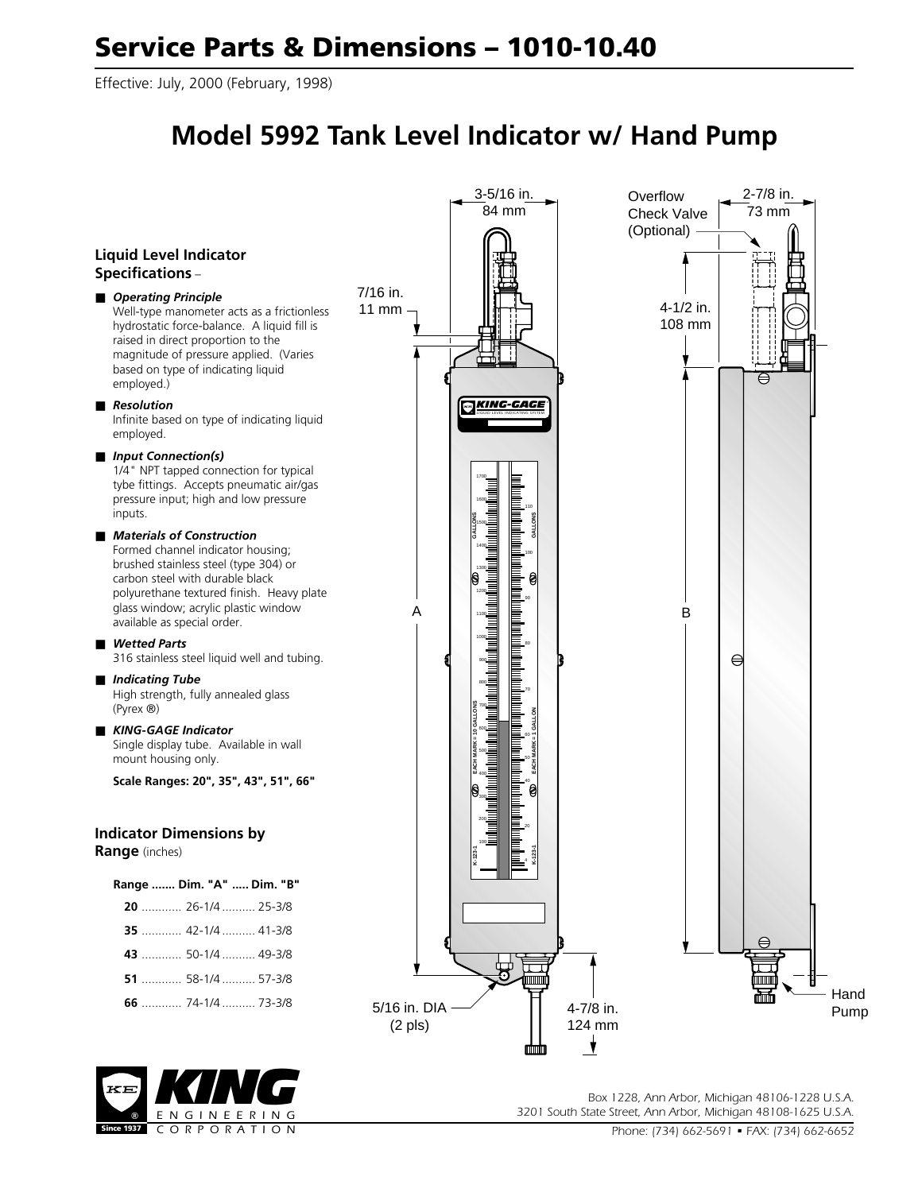# Service Parts & Dimensions – 1010-10.40

Effective: July, 2000 (February, 1998)

## Model 5992 Tank Level Indicator w/ Hand Pump

### Liquid Level Indicator Specifications –

- ***Operating Principle***
  Well-type manometer acts as a frictionless hydrostatic force-balance. A liquid fill is raised in direct proportion to the magnitude of pressure applied. (Varies based on type of indicating liquid employed.)
- ***Resolution***
  Infinite based on type of indicating liquid employed.
- ***Input Connection(s)***
  1/4" NPT tapped connection for typical tybe fittings. Accepts pneumatic air/gas pressure input; high and low pressure inputs.
- ***Materials of Construction***
  Formed channel indicator housing; brushed stainless steel (type 304) or carbon steel with durable black polyurethane textured finish. Heavy plate glass window; acrylic plastic window available as special order.
- ***Wetted Parts***
  316 stainless steel liquid well and tubing.
- ***Indicating Tube***
  High strength, fully annealed glass (Pyrex ®)
- ***KING-GAGE Indicator***
  Single display tube. Available in wall mount housing only.

**Scale Ranges: 20", 35", 43", 51", 66"**

### Indicator Dimensions by Range (inches)

| Range | Dim. "A" | Dim. "B" |
|---|---|---|
| **20** | 26-1/4 | 25-3/8 |
| **35** | 42-1/4 | 41-3/8 |
| **43** | 50-1/4 | 49-3/8 |
| **51** | 58-1/4 | 57-3/8 |
| **66** | 74-1/4 | 73-3/8 |

3-5/16 in. 84 mm

7/16 in. 11 mm

A

5/16 in. DIA (2 pls)

4-7/8 in. 124 mm

Overflow Check Valve (Optional)

2-7/8 in. 73 mm

4-1/2 in. 108 mm

B

Hand Pump

Box 1228, Ann Arbor, Michigan 48106-1228 U.S.A.
3201 South State Street, Ann Arbor, Michigan 48108-1625 U.S.A.
Phone: (734) 662-5691 ▪ FAX: (734) 662-6652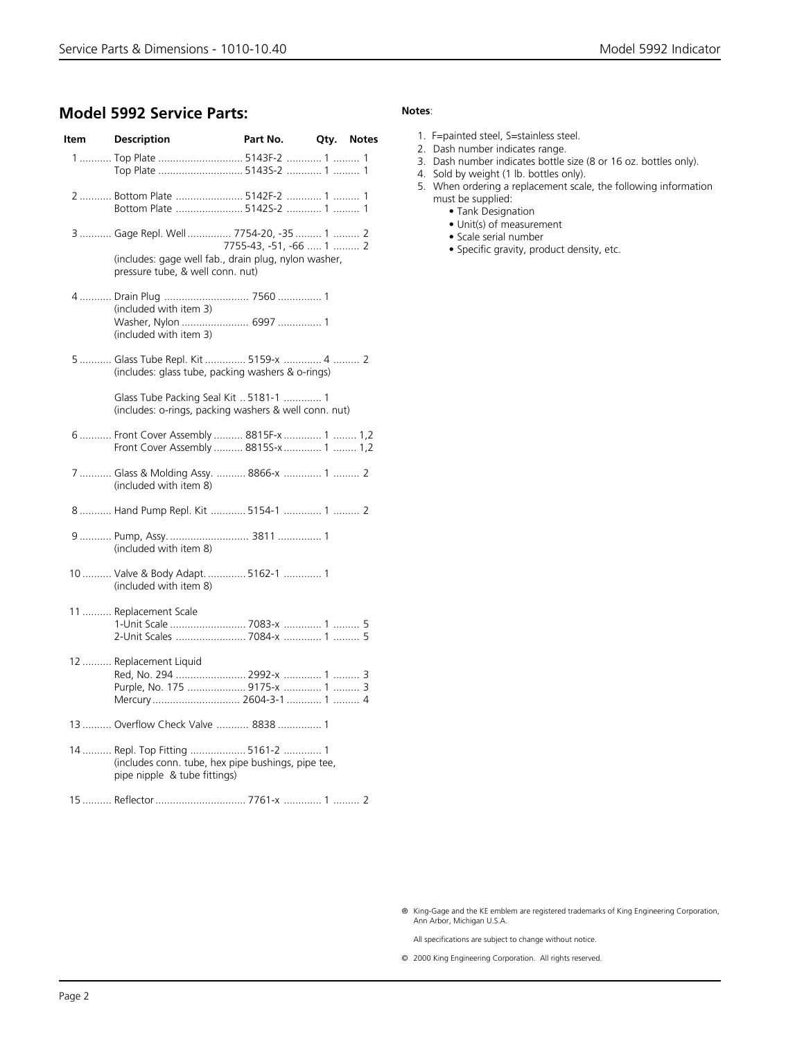## Model 5992 Service Parts:

| Item | Description | Part No. | Qty. | Notes |
|---|---|---|---|---|
| 1 | Top Plate | 5143F-2 | 1 | 1 |
| | Top Plate | 5143S-2 | 1 | 1 |
| 2 | Bottom Plate | 5142F-2 | 1 | 1 |
| | Bottom Plate | 5142S-2 | 1 | 1 |
| 3 | Gage Repl. Well | 7754-20, -35 | 1 | 2 |
| | | 7755-43, -51, -66 | 1 | 2 |
| | (includes: gage well fab., drain plug, nylon washer, pressure tube, & well conn. nut) | | | |
| 4 | Drain Plug (included with item 3) | 7560 | 1 | |
| | Washer, Nylon (included with item 3) | 6997 | 1 | |
| 5 | Glass Tube Repl. Kit (includes: glass tube, packing washers & o-rings) | 5159-x | 4 | 2 |
| | Glass Tube Packing Seal Kit (includes: o-rings, packing washers & well conn. nut) | 5181-1 | 1 | |
| 6 | Front Cover Assembly | 8815F-x | 1 | 1,2 |
| | Front Cover Assembly | 8815S-x | 1 | 1,2 |
| 7 | Glass & Molding Assy. (included with item 8) | 8866-x | 1 | 2 |
| 8 | Hand Pump Repl. Kit | 5154-1 | 1 | 2 |
| 9 | Pump, Assy. (included with item 8) | 3811 | 1 | |
| 10 | Valve & Body Adapt. (included with item 8) | 5162-1 | 1 | |
| 11 | Replacement Scale | | | |
| | 1-Unit Scale | 7083-x | 1 | 5 |
| | 2-Unit Scales | 7084-x | 1 | 5 |
| 12 | Replacement Liquid | | | |
| | Red, No. 294 | 2992-x | 1 | 3 |
| | Purple, No. 175 | 9175-x | 1 | 3 |
| | Mercury | 2604-3-1 | 1 | 4 |
| 13 | Overflow Check Valve | 8838 | 1 | |
| 14 | Repl. Top Fitting (includes conn. tube, hex pipe bushings, pipe tee, pipe nipple & tube fittings) | 5161-2 | 1 | |
| 15 | Reflector | 7761-x | 1 | 2 |

**Notes**:

1. F=painted steel, S=stainless steel.
2. Dash number indicates range.
3. Dash number indicates bottle size (8 or 16 oz. bottles only).
4. Sold by weight (1 lb. bottles only).
5. When ordering a replacement scale, the following information must be supplied:
   - Tank Designation
   - Unit(s) of measurement
   - Scale serial number
   - Specific gravity, product density, etc.

® King-Gage and the KE emblem are registered trademarks of King Engineering Corporation, Ann Arbor, Michigan U.S.A.

All specifications are subject to change without notice.

© 2000 King Engineering Corporation. All rights reserved.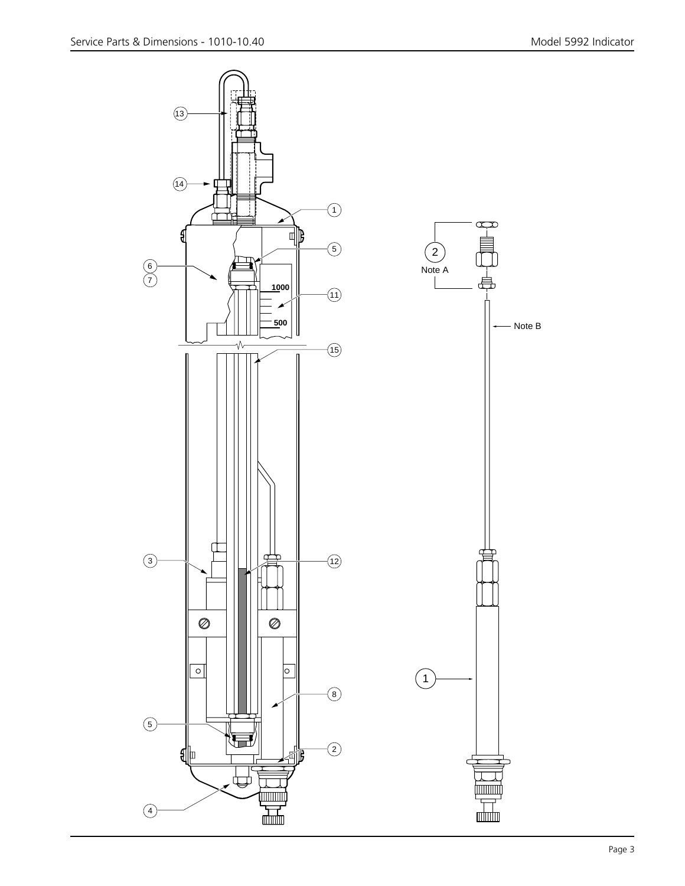13

14

1

5

6

7

1000

11

500

15

3

12

8

5

2

4

2

Note A

Note B

1